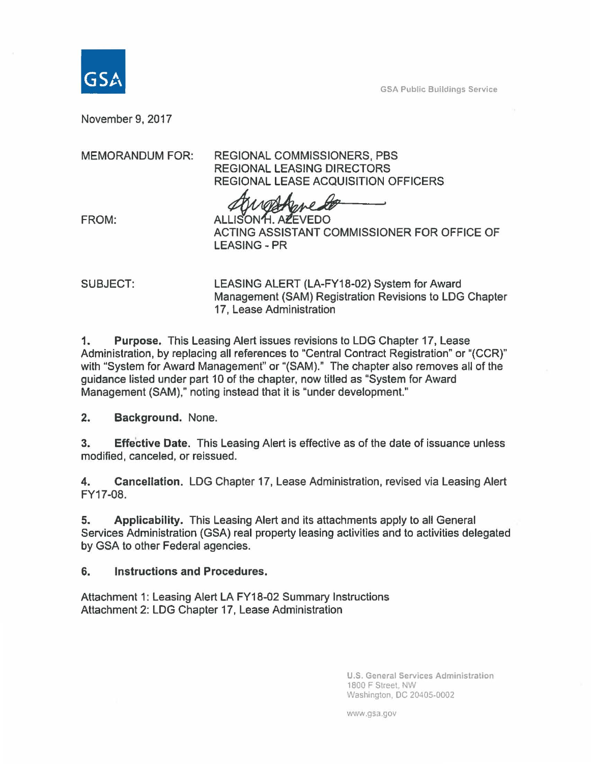GSA

GSA Public Buildings Service

November 9, 2017

MEMORANDUM FOR: REGIONAL COMMISSIONERS, PBS
REGIONAL LEASING DIRECTORS
REGIONAL LEASE ACQUISITION OFFICERS

FROM: ALLISON H. AZEVEDO
ACTING ASSISTANT COMMISSIONER FOR OFFICE OF LEASING - PR

SUBJECT: LEASING ALERT (LA-FY18-02) System for Award Management (SAM) Registration Revisions to LDG Chapter 17, Lease Administration

1. **Purpose.** This Leasing Alert issues revisions to LDG Chapter 17, Lease Administration, by replacing all references to "Central Contract Registration" or "(CCR)" with "System for Award Management" or "(SAM)." The chapter also removes all of the guidance listed under part 10 of the chapter, now titled as "System for Award Management (SAM)," noting instead that it is "under development."

2. **Background.** None.

3. **Effective Date.** This Leasing Alert is effective as of the date of issuance unless modified, canceled, or reissued.

4. **Cancellation.** LDG Chapter 17, Lease Administration, revised via Leasing Alert FY17-08.

5. **Applicability.** This Leasing Alert and its attachments apply to all General Services Administration (GSA) real property leasing activities and to activities delegated by GSA to other Federal agencies.

6. **Instructions and Procedures.**

Attachment 1: Leasing Alert LA FY18-02 Summary Instructions
Attachment 2: LDG Chapter 17, Lease Administration

U.S. General Services Administration
1800 F Street, NW
Washington, DC 20405-0002

www.gsa.gov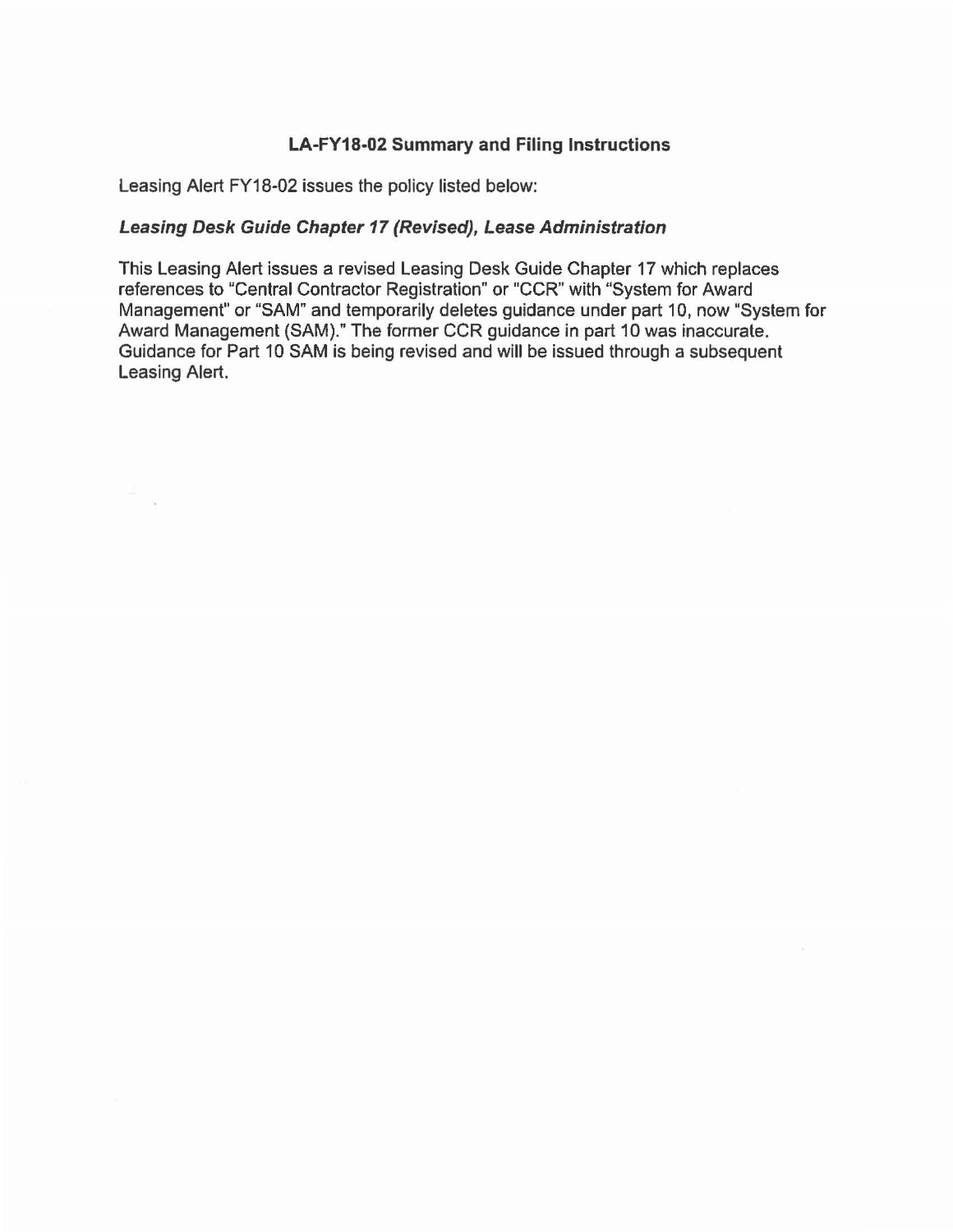## LA-FY18-02 Summary and Filing Instructions

Leasing Alert FY18-02 issues the policy listed below:

***Leasing Desk Guide Chapter 17 (Revised), Lease Administration***

This Leasing Alert issues a revised Leasing Desk Guide Chapter 17 which replaces references to "Central Contractor Registration" or "CCR" with "System for Award Management" or "SAM" and temporarily deletes guidance under part 10, now "System for Award Management (SAM)." The former CCR guidance in part 10 was inaccurate. Guidance for Part 10 SAM is being revised and will be issued through a subsequent Leasing Alert.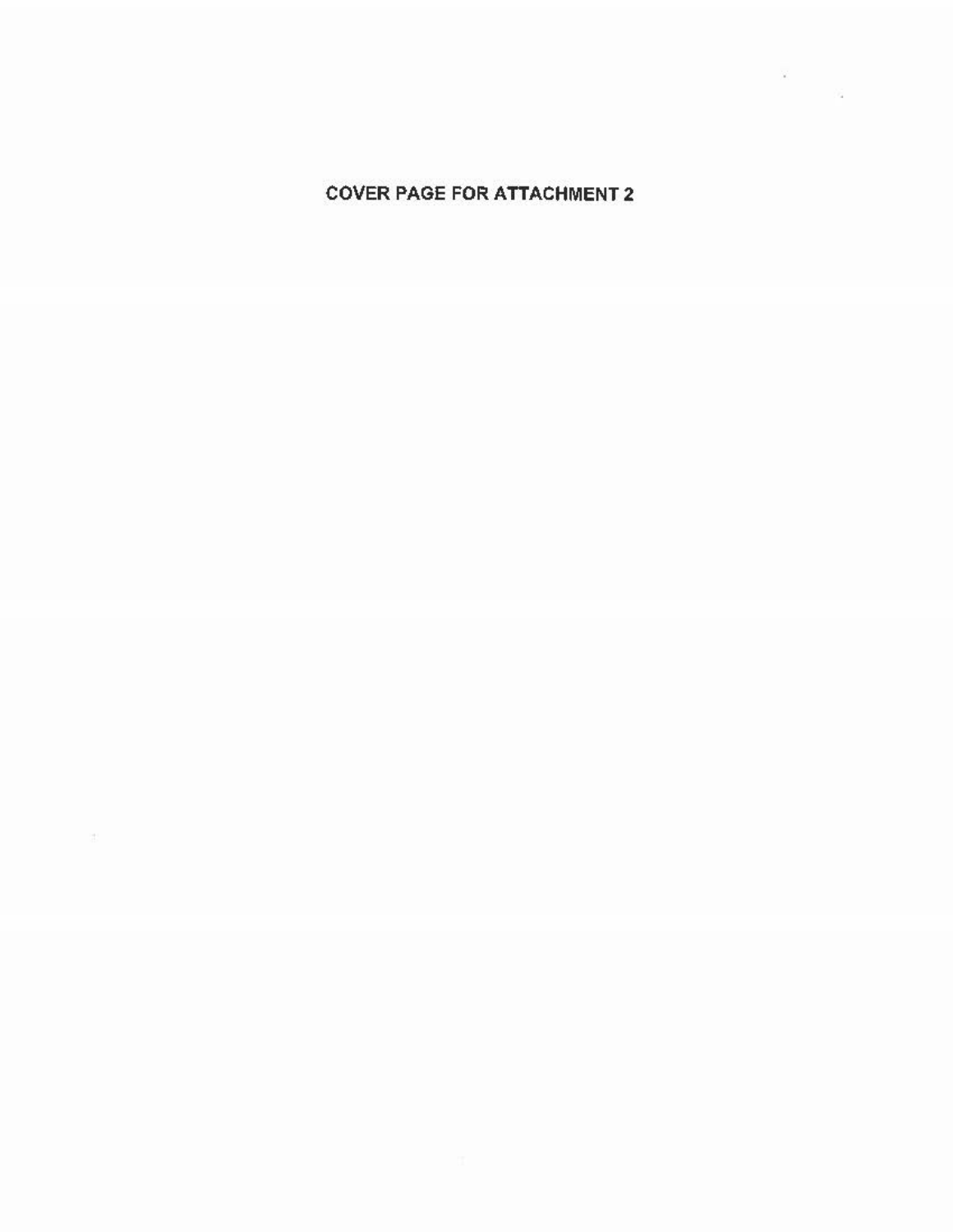## COVER PAGE FOR ATTACHMENT 2